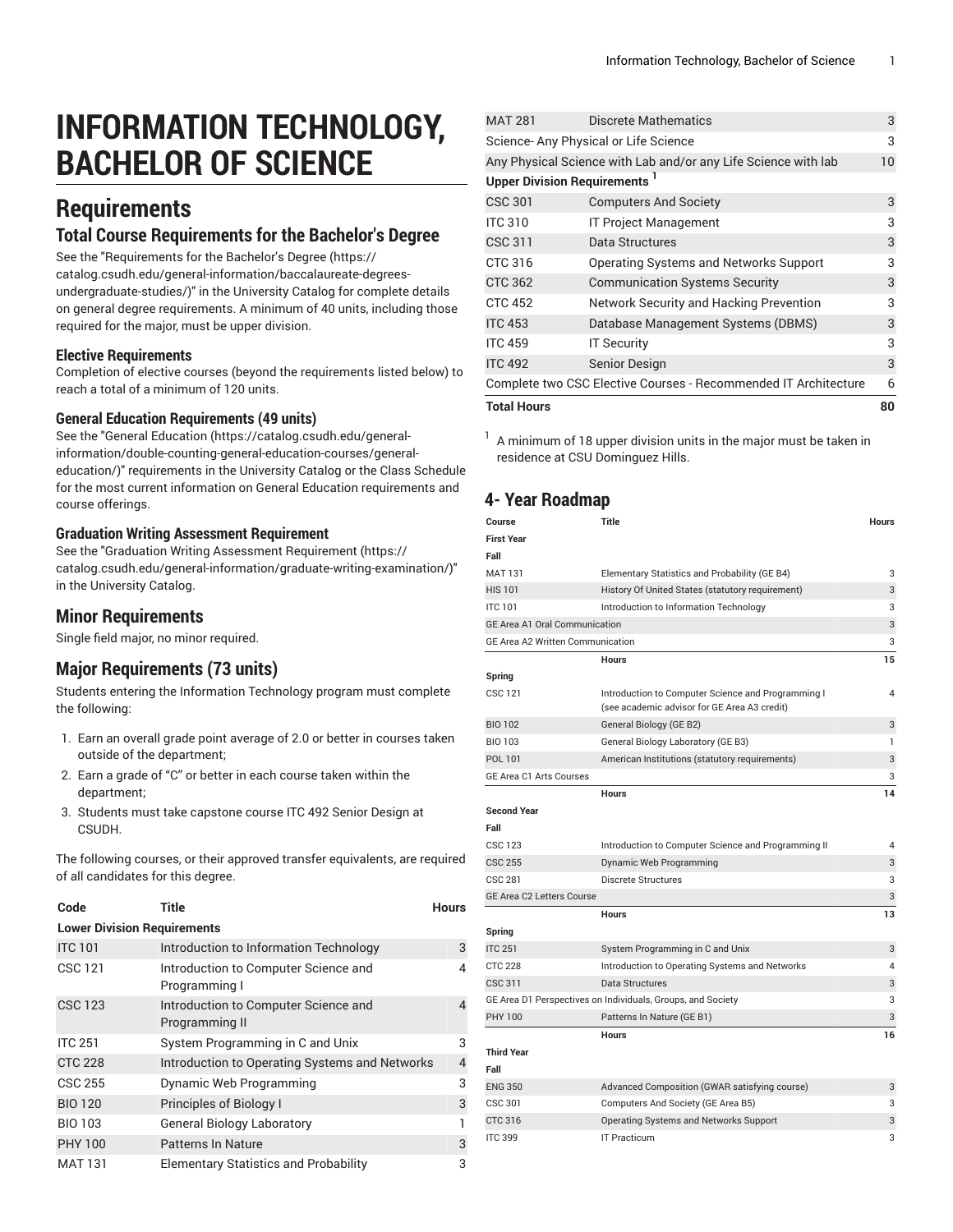# INFORMATION TECHNOLOGY, BACHELOR OF SCIENCE

## Requirements

### Total Course Requirements for the Bachelor's Degree

See the "Requirements for the Bachelor's Degree (https://catalog.csudh.edu/general-information/baccalaureate-degrees-undergraduate-studies/)" in the University Catalog for complete details on general degree requirements. A minimum of 40 units, including those required for the major, must be upper division.

#### Elective Requirements

Completion of elective courses (beyond the requirements listed below) to reach a total of a minimum of 120 units.

#### General Education Requirements (49 units)

See the "General Education (https://catalog.csudh.edu/general-information/double-counting-general-education-courses/general-education/)" requirements in the University Catalog or the Class Schedule for the most current information on General Education requirements and course offerings.

#### Graduation Writing Assessment Requirement

See the "Graduation Writing Assessment Requirement (https://catalog.csudh.edu/general-information/graduate-writing-examination/)" in the University Catalog.

## Minor Requirements

Single field major, no minor required.

## Major Requirements (73 units)

Students entering the Information Technology program must complete the following:

1. Earn an overall grade point average of 2.0 or better in courses taken outside of the department;
2. Earn a grade of "C" or better in each course taken within the department;
3. Students must take capstone course ITC 492 Senior Design at CSUDH.

The following courses, or their approved transfer equivalents, are required of all candidates for this degree.

| Code | Title | Hours |
|---|---|---|
| **Lower Division Requirements** | | |
| ITC 101 | Introduction to Information Technology | 3 |
| CSC 121 | Introduction to Computer Science and Programming I | 4 |
| CSC 123 | Introduction to Computer Science and Programming II | 4 |
| ITC 251 | System Programming in C and Unix | 3 |
| CTC 228 | Introduction to Operating Systems and Networks | 4 |
| CSC 255 | Dynamic Web Programming | 3 |
| BIO 120 | Principles of Biology I | 3 |
| BIO 103 | General Biology Laboratory | 1 |
| PHY 100 | Patterns In Nature | 3 |
| MAT 131 | Elementary Statistics and Probability | 3 |
| MAT 281 | Discrete Mathematics | 3 |
| Science- Any Physical or Life Science | | 3 |
| Any Physical Science with Lab and/or any Life Science with lab | | 10 |
| **Upper Division Requirements** [1] | | |
| CSC 301 | Computers And Society | 3 |
| ITC 310 | IT Project Management | 3 |
| CSC 311 | Data Structures | 3 |
| CTC 316 | Operating Systems and Networks Support | 3 |
| CTC 362 | Communication Systems Security | 3 |
| CTC 452 | Network Security and Hacking Prevention | 3 |
| ITC 453 | Database Management Systems (DBMS) | 3 |
| ITC 459 | IT Security | 3 |
| ITC 492 | Senior Design | 3 |
| Complete two CSC Elective Courses - Recommended IT Architecture | | 6 |
| **Total Hours** | | **80** |

[1] A minimum of 18 upper division units in the major must be taken in residence at CSU Dominguez Hills.

## 4- Year Roadmap

| Course | Title | Hours |
|---|---|---|
| **First Year** | | |
| **Fall** | | |
| MAT 131 | Elementary Statistics and Probability (GE B4) | 3 |
| HIS 101 | History Of United States (statutory requirement) | 3 |
| ITC 101 | Introduction to Information Technology | 3 |
| GE Area A1 Oral Communication | | 3 |
| GE Area A2 Written Communication | | 3 |
| | **Hours** | **15** |
| **Spring** | | |
| CSC 121 | Introduction to Computer Science and Programming I (see academic advisor for GE Area A3 credit) | 4 |
| BIO 102 | General Biology (GE B2) | 3 |
| BIO 103 | General Biology Laboratory (GE B3) | 1 |
| POL 101 | American Institutions (statutory requirements) | 3 |
| GE Area C1 Arts Courses | | 3 |
| | **Hours** | **14** |
| **Second Year** | | |
| **Fall** | | |
| CSC 123 | Introduction to Computer Science and Programming II | 4 |
| CSC 255 | Dynamic Web Programming | 3 |
| CSC 281 | Discrete Structures | 3 |
| GE Area C2 Letters Course | | 3 |
| | **Hours** | **13** |
| **Spring** | | |
| ITC 251 | System Programming in C and Unix | 3 |
| CTC 228 | Introduction to Operating Systems and Networks | 4 |
| CSC 311 | Data Structures | 3 |
| GE Area D1 Perspectives on Individuals, Groups, and Society | | 3 |
| PHY 100 | Patterns In Nature (GE B1) | 3 |
| | **Hours** | **16** |
| **Third Year** | | |
| **Fall** | | |
| ENG 350 | Advanced Composition (GWAR satisfying course) | 3 |
| CSC 301 | Computers And Society (GE Area B5) | 3 |
| CTC 316 | Operating Systems and Networks Support | 3 |
| ITC 399 | IT Practicum | 3 |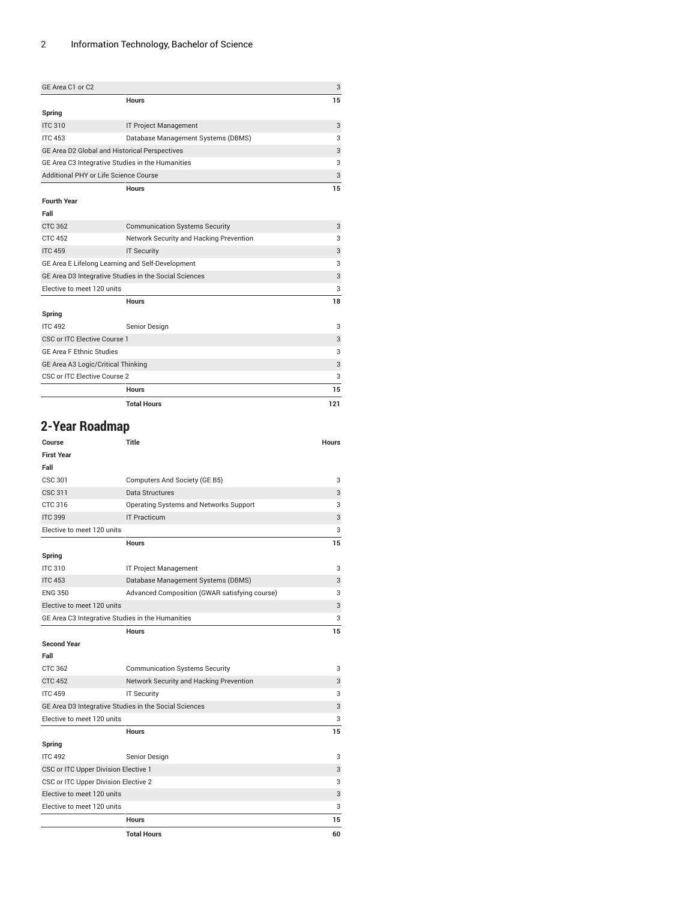| | | |
|---|---|---|
| GE Area C1 or C2 | | 3 |
| | **Hours** | **15** |
| **Spring** | | |
| ITC 310 | IT Project Management | 3 |
| ITC 453 | Database Management Systems (DBMS) | 3 |
| GE Area D2 Global and Historical Perspectives | | 3 |
| GE Area C3 Integrative Studies in the Humanities | | 3 |
| Additional PHY or Life Science Course | | 3 |
| | **Hours** | **15** |
| **Fourth Year** | | |
| **Fall** | | |
| CTC 362 | Communication Systems Security | 3 |
| CTC 452 | Network Security and Hacking Prevention | 3 |
| ITC 459 | IT Security | 3 |
| GE Area E Lifelong Learning and Self-Development | | 3 |
| GE Area D3 Integrative Studies in the Social Sciences | | 3 |
| Elective to meet 120 units | | 3 |
| | **Hours** | **18** |
| **Spring** | | |
| ITC 492 | Senior Design | 3 |
| CSC or ITC Elective Course 1 | | 3 |
| GE Area F Ethnic Studies | | 3 |
| GE Area A3 Logic/Critical Thinking | | 3 |
| CSC or ITC Elective Course 2 | | 3 |
| | **Hours** | **15** |
| | **Total Hours** | **121** |

## 2-Year Roadmap

| Course | Title | Hours |
|---|---|---|
| **First Year** | | |
| **Fall** | | |
| CSC 301 | Computers And Society (GE B5) | 3 |
| CSC 311 | Data Structures | 3 |
| CTC 316 | Operating Systems and Networks Support | 3 |
| ITC 399 | IT Practicum | 3 |
| Elective to meet 120 units | | 3 |
| | **Hours** | **15** |
| **Spring** | | |
| ITC 310 | IT Project Management | 3 |
| ITC 453 | Database Management Systems (DBMS) | 3 |
| ENG 350 | Advanced Composition (GWAR satisfying course) | 3 |
| Elective to meet 120 units | | 3 |
| GE Area C3 Integrative Studies in the Humanities | | 3 |
| | **Hours** | **15** |
| **Second Year** | | |
| **Fall** | | |
| CTC 362 | Communication Systems Security | 3 |
| CTC 452 | Network Security and Hacking Prevention | 3 |
| ITC 459 | IT Security | 3 |
| GE Area D3 Integrative Studies in the Social Sciences | | 3 |
| Elective to meet 120 units | | 3 |
| | **Hours** | **15** |
| **Spring** | | |
| ITC 492 | Senior Design | 3 |
| CSC or ITC Upper Division Elective 1 | | 3 |
| CSC or ITC Upper Division Elective 2 | | 3 |
| Elective to meet 120 units | | 3 |
| Elective to meet 120 units | | 3 |
| | **Hours** | **15** |
| | **Total Hours** | **60** |